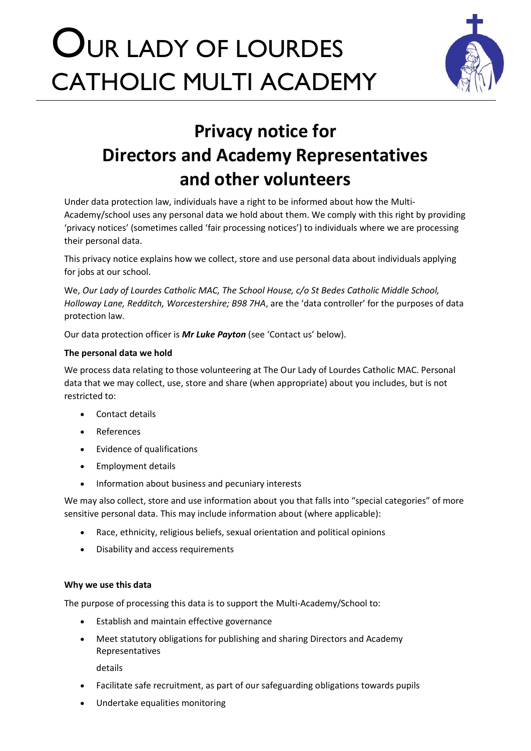# OUR LADY OF LOURDES CATHOLIC MULTI ACADEMY

## Privacy notice for Directors and Academy Representatives and other volunteers

Under data protection law, individuals have a right to be informed about how the Multi-Academy/school uses any personal data we hold about them. We comply with this right by providing 'privacy notices' (sometimes called 'fair processing notices') to individuals where we are processing their personal data.

This privacy notice explains how we collect, store and use personal data about individuals applying for jobs at our school.

We, *Our Lady of Lourdes Catholic MAC, The School House, c/o St Bedes Catholic Middle School, Holloway Lane, Redditch, Worcestershire; B98 7HA*, are the 'data controller' for the purposes of data protection law.

Our data protection officer is ***Mr Luke Payton*** (see 'Contact us' below).

**The personal data we hold**

We process data relating to those volunteering at The Our Lady of Lourdes Catholic MAC. Personal data that we may collect, use, store and share (when appropriate) about you includes, but is not restricted to:

- Contact details
- References
- Evidence of qualifications
- Employment details
- Information about business and pecuniary interests

We may also collect, store and use information about you that falls into "special categories" of more sensitive personal data. This may include information about (where applicable):

- Race, ethnicity, religious beliefs, sexual orientation and political opinions
- Disability and access requirements

**Why we use this data**

The purpose of processing this data is to support the Multi-Academy/School to:

- Establish and maintain effective governance
- Meet statutory obligations for publishing and sharing Directors and Academy Representatives details
- Facilitate safe recruitment, as part of our safeguarding obligations towards pupils
- Undertake equalities monitoring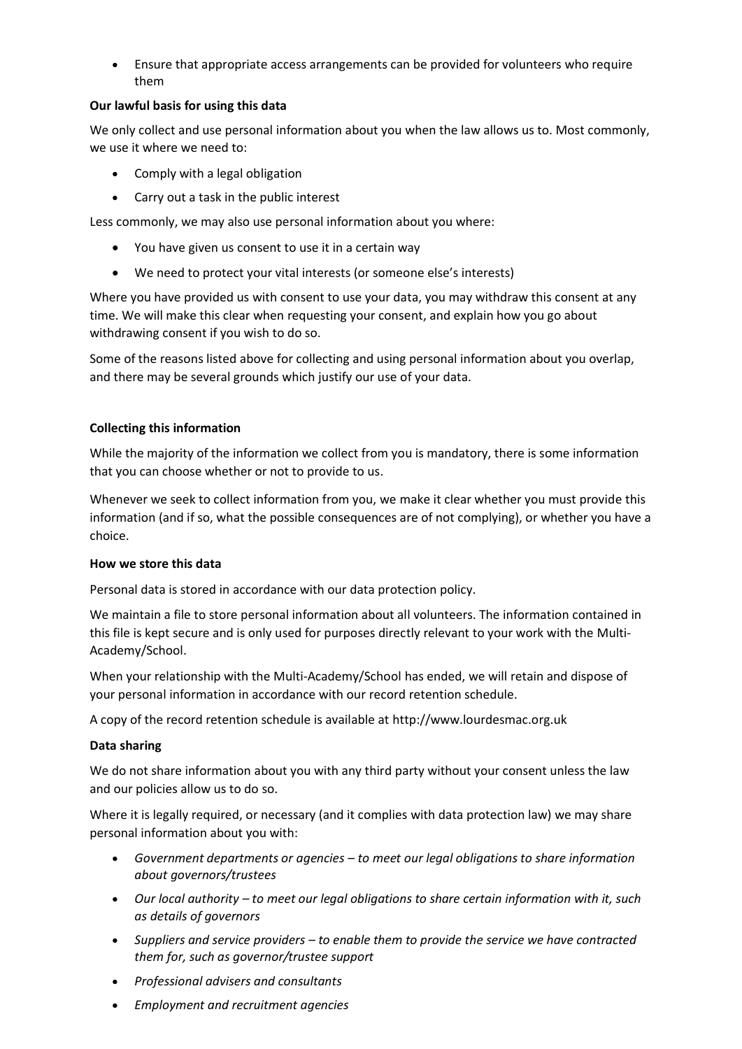- Ensure that appropriate access arrangements can be provided for volunteers who require them

**Our lawful basis for using this data**

We only collect and use personal information about you when the law allows us to. Most commonly, we use it where we need to:

- Comply with a legal obligation
- Carry out a task in the public interest

Less commonly, we may also use personal information about you where:

- You have given us consent to use it in a certain way
- We need to protect your vital interests (or someone else's interests)

Where you have provided us with consent to use your data, you may withdraw this consent at any time. We will make this clear when requesting your consent, and explain how you go about withdrawing consent if you wish to do so.

Some of the reasons listed above for collecting and using personal information about you overlap, and there may be several grounds which justify our use of your data.

**Collecting this information**

While the majority of the information we collect from you is mandatory, there is some information that you can choose whether or not to provide to us.

Whenever we seek to collect information from you, we make it clear whether you must provide this information (and if so, what the possible consequences are of not complying), or whether you have a choice.

**How we store this data**

Personal data is stored in accordance with our data protection policy.

We maintain a file to store personal information about all volunteers. The information contained in this file is kept secure and is only used for purposes directly relevant to your work with the Multi-Academy/School.

When your relationship with the Multi-Academy/School has ended, we will retain and dispose of your personal information in accordance with our record retention schedule.

A copy of the record retention schedule is available at http://www.lourdesmac.org.uk

**Data sharing**

We do not share information about you with any third party without your consent unless the law and our policies allow us to do so.

Where it is legally required, or necessary (and it complies with data protection law) we may share personal information about you with:

- *Government departments or agencies – to meet our legal obligations to share information about governors/trustees*
- *Our local authority – to meet our legal obligations to share certain information with it, such as details of governors*
- *Suppliers and service providers – to enable them to provide the service we have contracted them for, such as governor/trustee support*
- *Professional advisers and consultants*
- *Employment and recruitment agencies*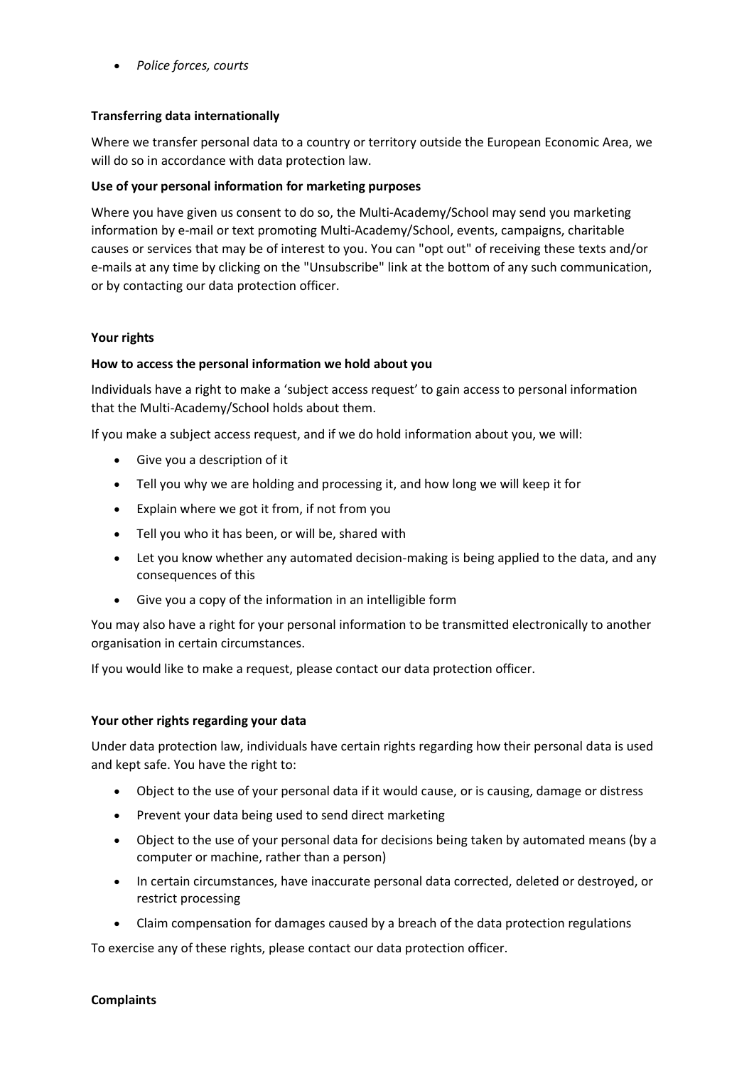- *Police forces, courts*

**Transferring data internationally**

Where we transfer personal data to a country or territory outside the European Economic Area, we will do so in accordance with data protection law.

**Use of your personal information for marketing purposes**

Where you have given us consent to do so, the Multi-Academy/School may send you marketing information by e-mail or text promoting Multi-Academy/School, events, campaigns, charitable causes or services that may be of interest to you. You can "opt out" of receiving these texts and/or e-mails at any time by clicking on the "Unsubscribe" link at the bottom of any such communication, or by contacting our data protection officer.

**Your rights**

**How to access the personal information we hold about you**

Individuals have a right to make a 'subject access request' to gain access to personal information that the Multi-Academy/School holds about them.

If you make a subject access request, and if we do hold information about you, we will:

- Give you a description of it
- Tell you why we are holding and processing it, and how long we will keep it for
- Explain where we got it from, if not from you
- Tell you who it has been, or will be, shared with
- Let you know whether any automated decision-making is being applied to the data, and any consequences of this
- Give you a copy of the information in an intelligible form

You may also have a right for your personal information to be transmitted electronically to another organisation in certain circumstances.

If you would like to make a request, please contact our data protection officer.

**Your other rights regarding your data**

Under data protection law, individuals have certain rights regarding how their personal data is used and kept safe. You have the right to:

- Object to the use of your personal data if it would cause, or is causing, damage or distress
- Prevent your data being used to send direct marketing
- Object to the use of your personal data for decisions being taken by automated means (by a computer or machine, rather than a person)
- In certain circumstances, have inaccurate personal data corrected, deleted or destroyed, or restrict processing
- Claim compensation for damages caused by a breach of the data protection regulations

To exercise any of these rights, please contact our data protection officer.

**Complaints**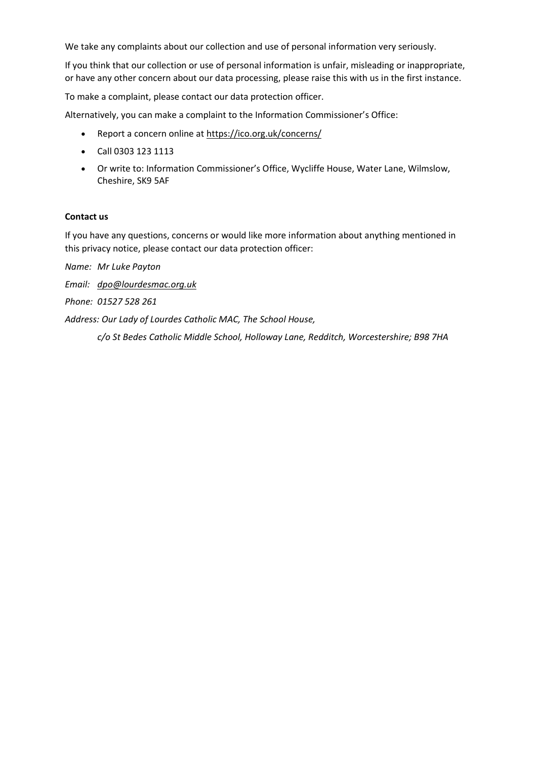We take any complaints about our collection and use of personal information very seriously.

If you think that our collection or use of personal information is unfair, misleading or inappropriate, or have any other concern about our data processing, please raise this with us in the first instance.

To make a complaint, please contact our data protection officer.

Alternatively, you can make a complaint to the Information Commissioner's Office:

- Report a concern online at https://ico.org.uk/concerns/
- Call 0303 123 1113
- Or write to: Information Commissioner's Office, Wycliffe House, Water Lane, Wilmslow, Cheshire, SK9 5AF

**Contact us**

If you have any questions, concerns or would like more information about anything mentioned in this privacy notice, please contact our data protection officer:

*Name: Mr Luke Payton*

*Email: dpo@lourdesmac.org.uk*

*Phone: 01527 528 261*

*Address: Our Lady of Lourdes Catholic MAC, The School House,*

*c/o St Bedes Catholic Middle School, Holloway Lane, Redditch, Worcestershire; B98 7HA*